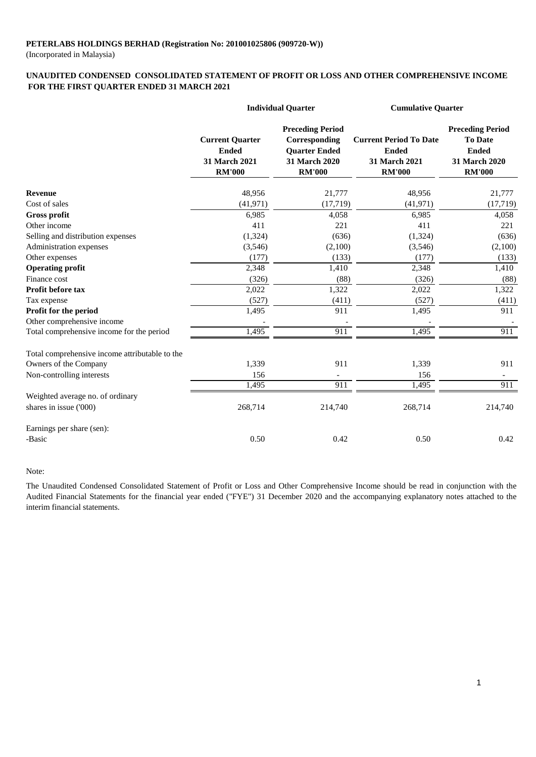**PETERLABS HOLDINGS BERHAD (Registration No: 201001025806 (909720-W))**

(Incorporated in Malaysia)

**UNAUDITED CONDENSED CONSOLIDATED STATEMENT OF PROFIT OR LOSS AND OTHER COMPREHENSIVE INCOME FOR THE FIRST QUARTER ENDED 31 MARCH 2021**

| | **Individual Quarter** | | **Cumulative Quarter** | |
|---|---|---|---|---|
| | **Current Quarter Ended 31 March 2021 RM'000** | **Preceding Period Corresponding Quarter Ended 31 March 2020 RM'000** | **Current Period To Date Ended 31 March 2021 RM'000** | **Preceding Period To Date Ended 31 March 2020 RM'000** |
| **Revenue** | 48,956 | 21,777 | 48,956 | 21,777 |
| Cost of sales | (41,971) | (17,719) | (41,971) | (17,719) |
| **Gross profit** | 6,985 | 4,058 | 6,985 | 4,058 |
| Other income | 411 | 221 | 411 | 221 |
| Selling and distribution expenses | (1,324) | (636) | (1,324) | (636) |
| Administration expenses | (3,546) | (2,100) | (3,546) | (2,100) |
| Other expenses | (177) | (133) | (177) | (133) |
| **Operating profit** | 2,348 | 1,410 | 2,348 | 1,410 |
| Finance cost | (326) | (88) | (326) | (88) |
| **Profit before tax** | 2,022 | 1,322 | 2,022 | 1,322 |
| Tax expense | (527) | (411) | (527) | (411) |
| **Profit for the period** | 1,495 | 911 | 1,495 | 911 |
| Other comprehensive income | - | - | - | - |
| Total comprehensive income for the period | 1,495 | 911 | 1,495 | 911 |
| | | | | |
| Total comprehensive income attributable to the | | | | |
| Owners of the Company | 1,339 | 911 | 1,339 | 911 |
| Non-controlling interests | 156 | - | 156 | - |
| | 1,495 | 911 | 1,495 | 911 |
| Weighted average no. of ordinary shares in issue ('000) | 268,714 | 214,740 | 268,714 | 214,740 |
| | | | | |
| Earnings per share (sen): | | | | |
| -Basic | 0.50 | 0.42 | 0.50 | 0.42 |

Note:

The Unaudited Condensed Consolidated Statement of Profit or Loss and Other Comprehensive Income should be read in conjunction with the Audited Financial Statements for the financial year ended ("FYE") 31 December 2020 and the accompanying explanatory notes attached to the interim financial statements.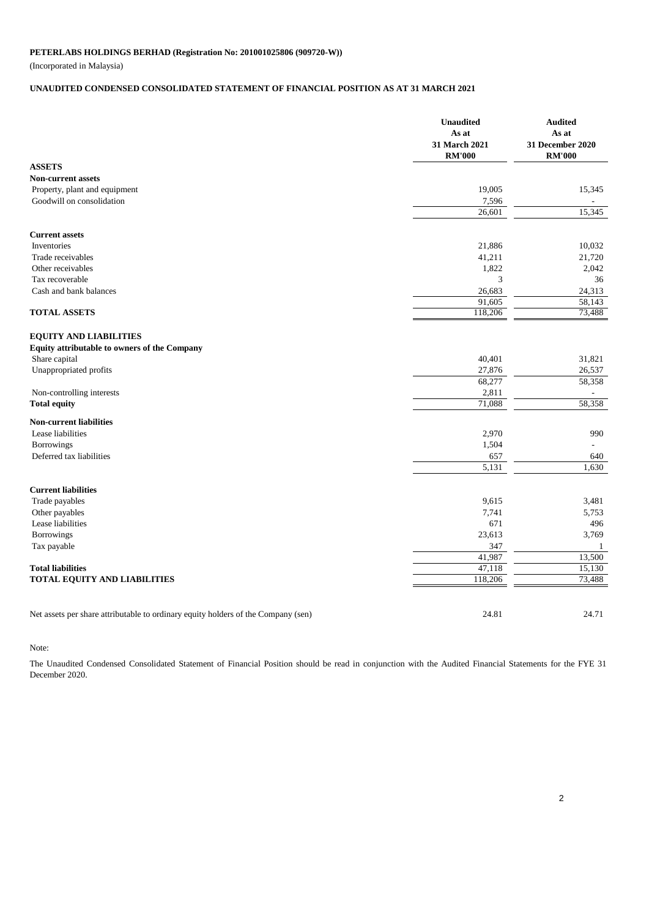**PETERLABS HOLDINGS BERHAD (Registration No: 201001025806 (909720-W))**

(Incorporated in Malaysia)

**UNAUDITED CONDENSED CONSOLIDATED STATEMENT OF FINANCIAL POSITION AS AT 31 MARCH 2021**

| | Unaudited As at 31 March 2021 RM'000 | Audited As at 31 December 2020 RM'000 |
|---|---|---|
| **ASSETS** | | |
| **Non-current assets** | | |
| Property, plant and equipment | 19,005 | 15,345 |
| Goodwill on consolidation | 7,596 | - |
| | 26,601 | 15,345 |
| **Current assets** | | |
| Inventories | 21,886 | 10,032 |
| Trade receivables | 41,211 | 21,720 |
| Other receivables | 1,822 | 2,042 |
| Tax recoverable | 3 | 36 |
| Cash and bank balances | 26,683 | 24,313 |
| | 91,605 | 58,143 |
| **TOTAL ASSETS** | 118,206 | 73,488 |
| **EQUITY AND LIABILITIES** | | |
| **Equity attributable to owners of the Company** | | |
| Share capital | 40,401 | 31,821 |
| Unappropriated profits | 27,876 | 26,537 |
| | 68,277 | 58,358 |
| Non-controlling interests | 2,811 | - |
| **Total equity** | 71,088 | 58,358 |
| **Non-current liabilities** | | |
| Lease liabilities | 2,970 | 990 |
| Borrowings | 1,504 | - |
| Deferred tax liabilities | 657 | 640 |
| | 5,131 | 1,630 |
| **Current liabilities** | | |
| Trade payables | 9,615 | 3,481 |
| Other payables | 7,741 | 5,753 |
| Lease liabilities | 671 | 496 |
| Borrowings | 23,613 | 3,769 |
| Tax payable | 347 | 1 |
| | 41,987 | 13,500 |
| **Total liabilities** | 47,118 | 15,130 |
| **TOTAL EQUITY AND LIABILITIES** | 118,206 | 73,488 |
| Net assets per share attributable to ordinary equity holders of the Company (sen) | 24.81 | 24.71 |

Note:

The Unaudited Condensed Consolidated Statement of Financial Position should be read in conjunction with the Audited Financial Statements for the FYE 31 December 2020.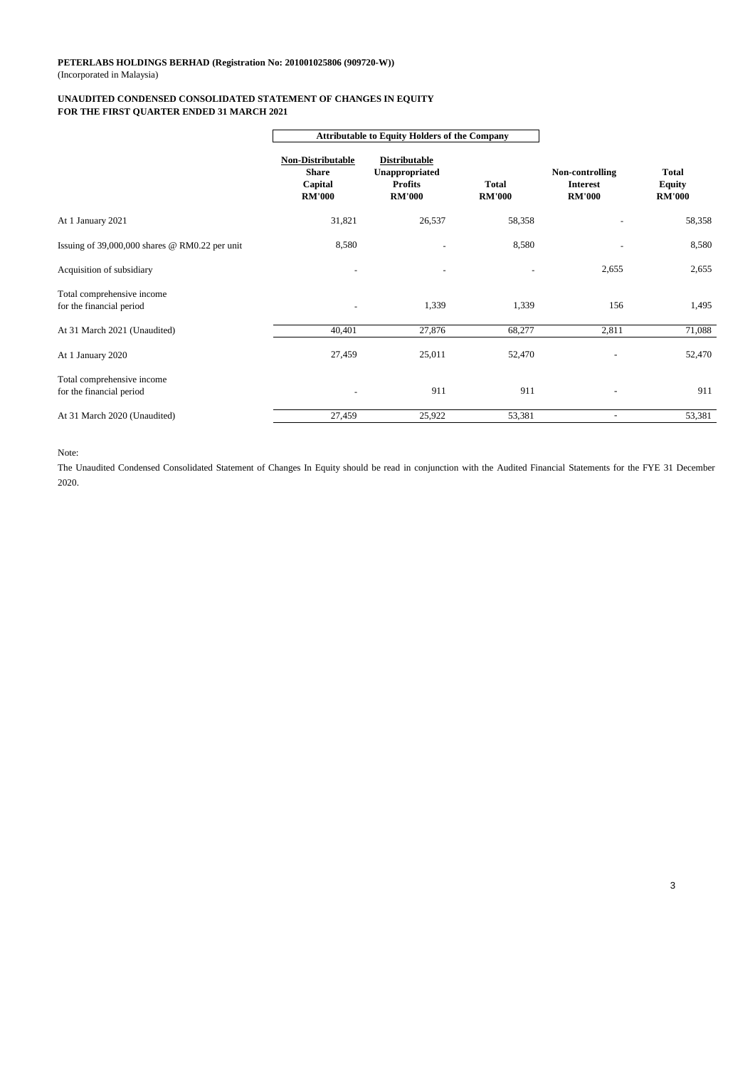**PETERLABS HOLDINGS BERHAD (Registration No: 201001025806 (909720-W))**
(Incorporated in Malaysia)

**UNAUDITED CONDENSED CONSOLIDATED STATEMENT OF CHANGES IN EQUITY**
**FOR THE FIRST QUARTER ENDED 31 MARCH 2021**

| | Attributable to Equity Holders of the Company | | | | |
|---|---|---|---|---|---|
| | Non-Distributable Share Capital RM'000 | Distributable Unappropriated Profits RM'000 | Total RM'000 | Non-controlling Interest RM'000 | Total Equity RM'000 |
| At 1 January 2021 | 31,821 | 26,537 | 58,358 | - | 58,358 |
| Issuing of 39,000,000 shares @ RM0.22 per unit | 8,580 | - | 8,580 | - | 8,580 |
| Acquisition of subsidiary | - | - | - | 2,655 | 2,655 |
| Total comprehensive income for the financial period | - | 1,339 | 1,339 | 156 | 1,495 |
| At 31 March 2021 (Unaudited) | 40,401 | 27,876 | 68,277 | 2,811 | 71,088 |
| At 1 January 2020 | 27,459 | 25,011 | 52,470 | - | 52,470 |
| Total comprehensive income for the financial period | - | 911 | 911 | - | 911 |
| At 31 March 2020 (Unaudited) | 27,459 | 25,922 | 53,381 | - | 53,381 |

Note:

The Unaudited Condensed Consolidated Statement of Changes In Equity should be read in conjunction with the Audited Financial Statements for the FYE 31 December 2020.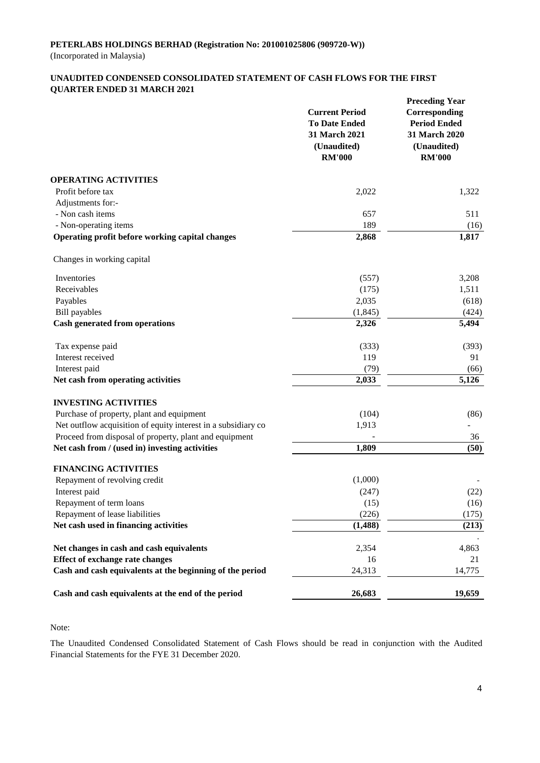**PETERLABS HOLDINGS BERHAD (Registration No: 201001025806 (909720-W))**
(Incorporated in Malaysia)

**UNAUDITED CONDENSED CONSOLIDATED STATEMENT OF CASH FLOWS FOR THE FIRST QUARTER ENDED 31 MARCH 2021**

| | Current Period To Date Ended 31 March 2021 (Unaudited) RM'000 | Preceding Year Corresponding Period Ended 31 March 2020 (Unaudited) RM'000 |
|---|---|---|
| **OPERATING ACTIVITIES** | | |
| Profit before tax | 2,022 | 1,322 |
| Adjustments for:- | | |
| - Non cash items | 657 | 511 |
| - Non-operating items | 189 | (16) |
| **Operating profit before working capital changes** | **2,868** | **1,817** |
| Changes in working capital | | |
| Inventories | (557) | 3,208 |
| Receivables | (175) | 1,511 |
| Payables | 2,035 | (618) |
| Bill payables | (1,845) | (424) |
| **Cash generated from operations** | **2,326** | **5,494** |
| Tax expense paid | (333) | (393) |
| Interest received | 119 | 91 |
| Interest paid | (79) | (66) |
| **Net cash from operating activities** | **2,033** | **5,126** |
| **INVESTING ACTIVITIES** | | |
| Purchase of property, plant and equipment | (104) | (86) |
| Net outflow acquisition of equity interest in a subsidiary co | 1,913 | - |
| Proceed from disposal of property, plant and equipment | - | 36 |
| **Net cash from / (used in) investing activities** | **1,809** | **(50)** |
| **FINANCING ACTIVITIES** | | |
| Repayment of revolving credit | (1,000) | - |
| Interest paid | (247) | (22) |
| Repayment of term loans | (15) | (16) |
| Repayment of lease liabilities | (226) | (175) |
| **Net cash used in financing activities** | **(1,488)** | **(213)** |
| **Net changes in cash and cash equivalents** | 2,354 | 4,863 |
| **Effect of exchange rate changes** | 16 | 21 |
| **Cash and cash equivalents at the beginning of the period** | 24,313 | 14,775 |
| **Cash and cash equivalents at the end of the period** | **26,683** | **19,659** |

Note:

The Unaudited Condensed Consolidated Statement of Cash Flows should be read in conjunction with the Audited Financial Statements for the FYE 31 December 2020.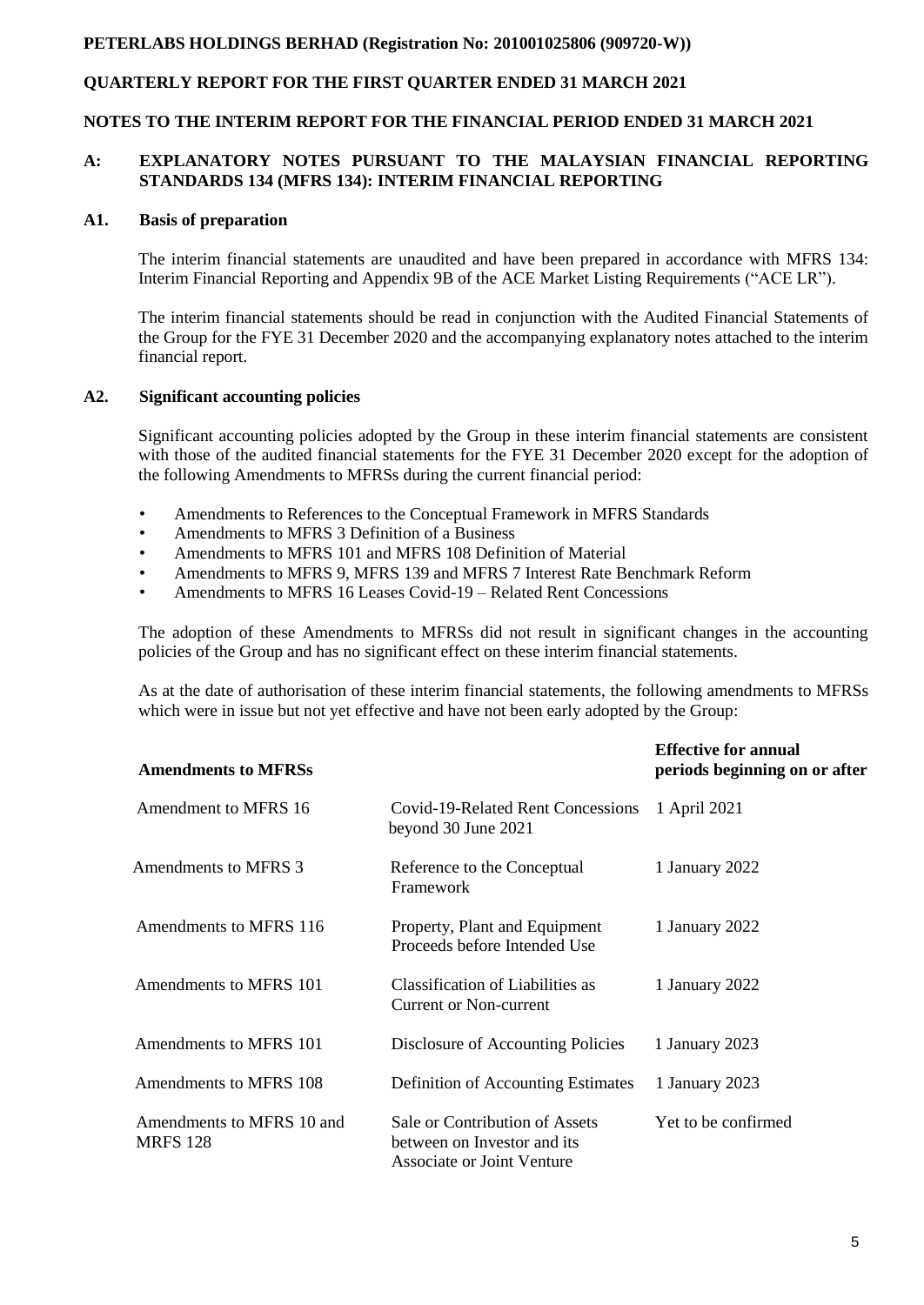**PETERLABS HOLDINGS BERHAD (Registration No: 201001025806 (909720-W))**

**QUARTERLY REPORT FOR THE FIRST QUARTER ENDED 31 MARCH 2021**

**NOTES TO THE INTERIM REPORT FOR THE FINANCIAL PERIOD ENDED 31 MARCH 2021**

## A: EXPLANATORY NOTES PURSUANT TO THE MALAYSIAN FINANCIAL REPORTING STANDARDS 134 (MFRS 134): INTERIM FINANCIAL REPORTING

### A1. Basis of preparation

The interim financial statements are unaudited and have been prepared in accordance with MFRS 134: Interim Financial Reporting and Appendix 9B of the ACE Market Listing Requirements ("ACE LR").

The interim financial statements should be read in conjunction with the Audited Financial Statements of the Group for the FYE 31 December 2020 and the accompanying explanatory notes attached to the interim financial report.

### A2. Significant accounting policies

Significant accounting policies adopted by the Group in these interim financial statements are consistent with those of the audited financial statements for the FYE 31 December 2020 except for the adoption of the following Amendments to MFRSs during the current financial period:

- Amendments to References to the Conceptual Framework in MFRS Standards
- Amendments to MFRS 3 Definition of a Business
- Amendments to MFRS 101 and MFRS 108 Definition of Material
- Amendments to MFRS 9, MFRS 139 and MFRS 7 Interest Rate Benchmark Reform
- Amendments to MFRS 16 Leases Covid-19 – Related Rent Concessions

The adoption of these Amendments to MFRSs did not result in significant changes in the accounting policies of the Group and has no significant effect on these interim financial statements.

As at the date of authorisation of these interim financial statements, the following amendments to MFRSs which were in issue but not yet effective and have not been early adopted by the Group:

| Amendments to MFRSs | | Effective for annual periods beginning on or after |
|---|---|---|
| Amendment to MFRS 16 | Covid-19-Related Rent Concessions beyond 30 June 2021 | 1 April 2021 |
| Amendments to MFRS 3 | Reference to the Conceptual Framework | 1 January 2022 |
| Amendments to MFRS 116 | Property, Plant and Equipment Proceeds before Intended Use | 1 January 2022 |
| Amendments to MFRS 101 | Classification of Liabilities as Current or Non-current | 1 January 2022 |
| Amendments to MFRS 101 | Disclosure of Accounting Policies | 1 January 2023 |
| Amendments to MFRS 108 | Definition of Accounting Estimates | 1 January 2023 |
| Amendments to MFRS 10 and MRFS 128 | Sale or Contribution of Assets between on Investor and its Associate or Joint Venture | Yet to be confirmed |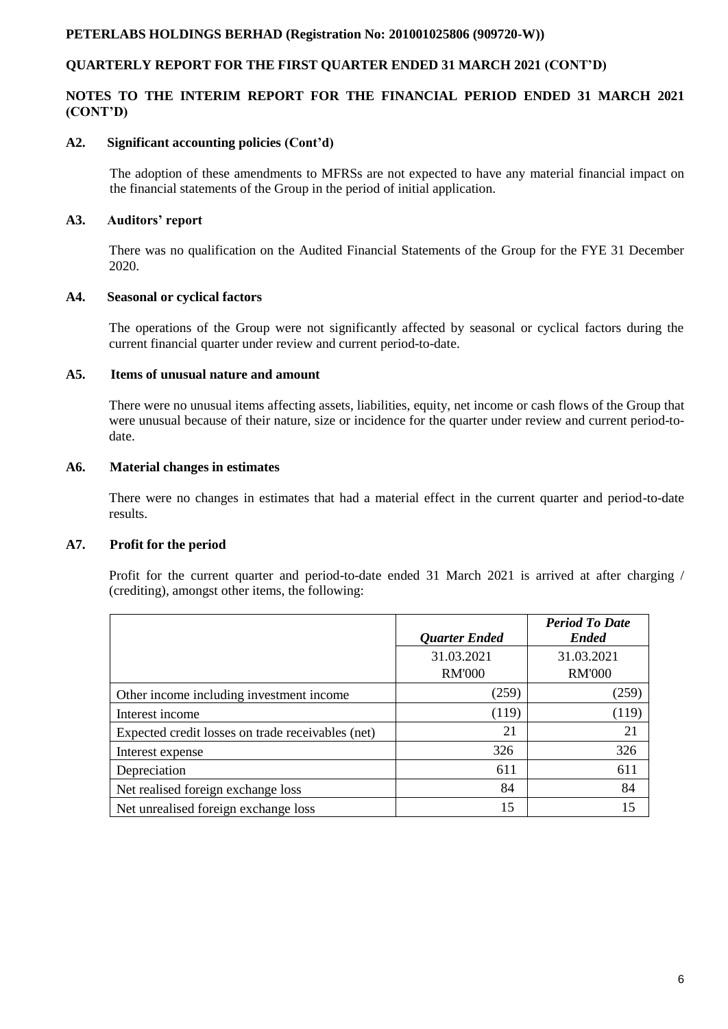## NOTES TO THE INTERIM REPORT FOR THE FINANCIAL PERIOD ENDED 31 MARCH 2021 (CONT'D)

### A2. Significant accounting policies (Cont'd)

The adoption of these amendments to MFRSs are not expected to have any material financial impact on the financial statements of the Group in the period of initial application.

### A3. Auditors' report

There was no qualification on the Audited Financial Statements of the Group for the FYE 31 December 2020.

### A4. Seasonal or cyclical factors

The operations of the Group were not significantly affected by seasonal or cyclical factors during the current financial quarter under review and current period-to-date.

### A5. Items of unusual nature and amount

There were no unusual items affecting assets, liabilities, equity, net income or cash flows of the Group that were unusual because of their nature, size or incidence for the quarter under review and current period-to-date.

### A6. Material changes in estimates

There were no changes in estimates that had a material effect in the current quarter and period-to-date results.

### A7. Profit for the period

Profit for the current quarter and period-to-date ended 31 March 2021 is arrived at after charging / (crediting), amongst other items, the following:

| | ***Quarter Ended*** | ***Period To Date Ended*** |
|---|---|---|
| | 31.03.2021 | 31.03.2021 |
| | RM'000 | RM'000 |
| Other income including investment income | (259) | (259) |
| Interest income | (119) | (119) |
| Expected credit losses on trade receivables (net) | 21 | 21 |
| Interest expense | 326 | 326 |
| Depreciation | 611 | 611 |
| Net realised foreign exchange loss | 84 | 84 |
| Net unrealised foreign exchange loss | 15 | 15 |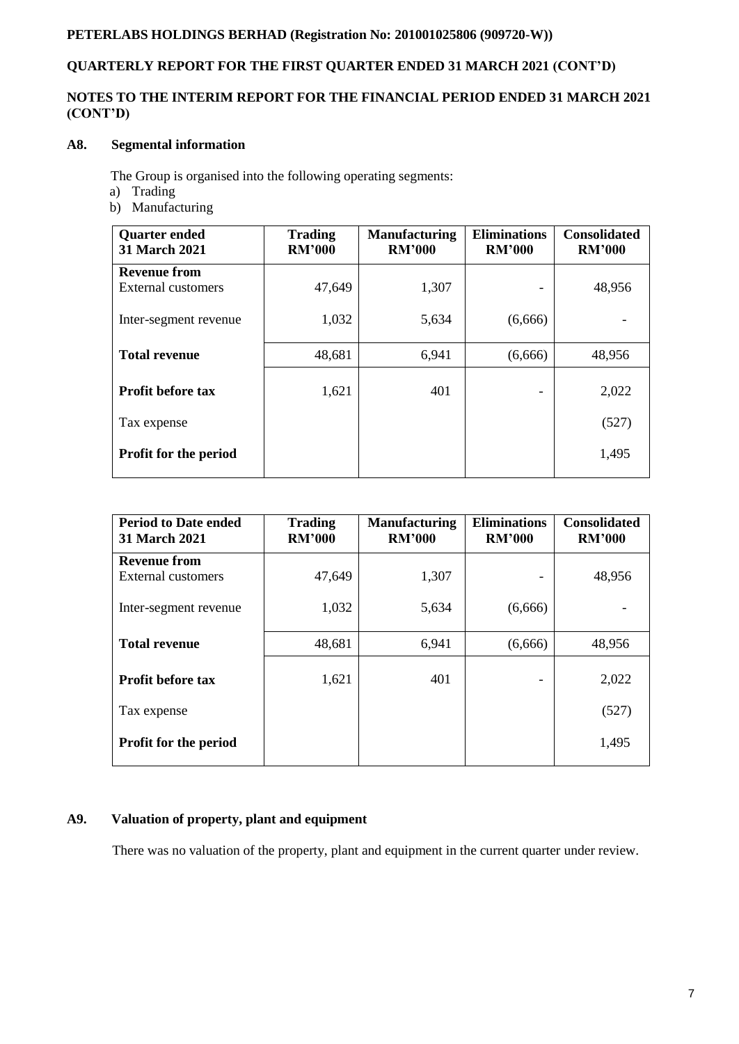PETERLABS HOLDINGS BERHAD (Registration No: 201001025806 (909720-W))

QUARTERLY REPORT FOR THE FIRST QUARTER ENDED 31 MARCH 2021 (CONT'D)

NOTES TO THE INTERIM REPORT FOR THE FINANCIAL PERIOD ENDED 31 MARCH 2021 (CONT'D)

## A8. Segmental information

The Group is organised into the following operating segments:

a) Trading
b) Manufacturing

| Quarter ended 31 March 2021 | Trading RM'000 | Manufacturing RM'000 | Eliminations RM'000 | Consolidated RM'000 |
|---|---|---|---|---|
| **Revenue from** External customers | 47,649 | 1,307 | - | 48,956 |
| Inter-segment revenue | 1,032 | 5,634 | (6,666) | - |
| **Total revenue** | 48,681 | 6,941 | (6,666) | 48,956 |
| **Profit before tax** | 1,621 | 401 | - | 2,022 |
| Tax expense | | | | (527) |
| **Profit for the period** | | | | 1,495 |

| Period to Date ended 31 March 2021 | Trading RM'000 | Manufacturing RM'000 | Eliminations RM'000 | Consolidated RM'000 |
|---|---|---|---|---|
| **Revenue from** External customers | 47,649 | 1,307 | - | 48,956 |
| Inter-segment revenue | 1,032 | 5,634 | (6,666) | - |
| **Total revenue** | 48,681 | 6,941 | (6,666) | 48,956 |
| **Profit before tax** | 1,621 | 401 | - | 2,022 |
| Tax expense | | | | (527) |
| **Profit for the period** | | | | 1,495 |

## A9. Valuation of property, plant and equipment

There was no valuation of the property, plant and equipment in the current quarter under review.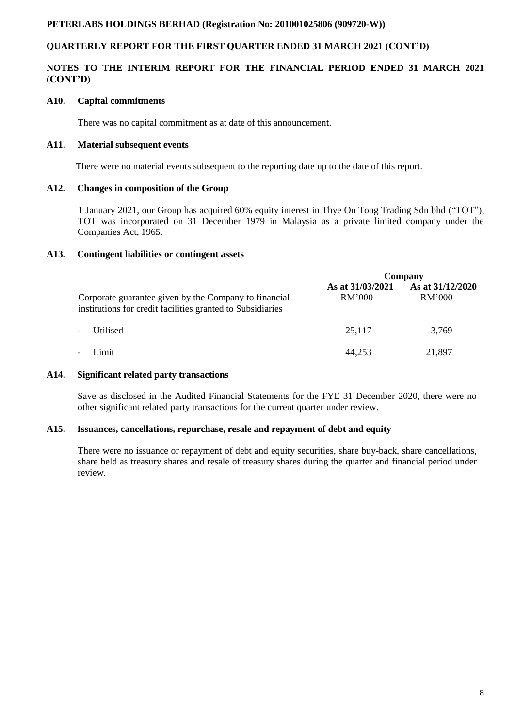**NOTES TO THE INTERIM REPORT FOR THE FINANCIAL PERIOD ENDED 31 MARCH 2021 (CONT'D)**

**A10. Capital commitments**

There was no capital commitment as at date of this announcement.

**A11. Material subsequent events**

There were no material events subsequent to the reporting date up to the date of this report.

**A12. Changes in composition of the Group**

1 January 2021, our Group has acquired 60% equity interest in Thye On Tong Trading Sdn bhd ("TOT"), TOT was incorporated on 31 December 1979 in Malaysia as a private limited company under the Companies Act, 1965.

**A13. Contingent liabilities or contingent assets**

| | **Company** | |
|---|---|---|
| | **As at 31/03/2021** RM'000 | **As at 31/12/2020** RM'000 |
| Corporate guarantee given by the Company to financial institutions for credit facilities granted to Subsidiaries | | |
| - Utilised | 25,117 | 3,769 |
| - Limit | 44,253 | 21,897 |

**A14. Significant related party transactions**

Save as disclosed in the Audited Financial Statements for the FYE 31 December 2020, there were no other significant related party transactions for the current quarter under review.

**A15. Issuances, cancellations, repurchase, resale and repayment of debt and equity**

There were no issuance or repayment of debt and equity securities, share buy-back, share cancellations, share held as treasury shares and resale of treasury shares during the quarter and financial period under review.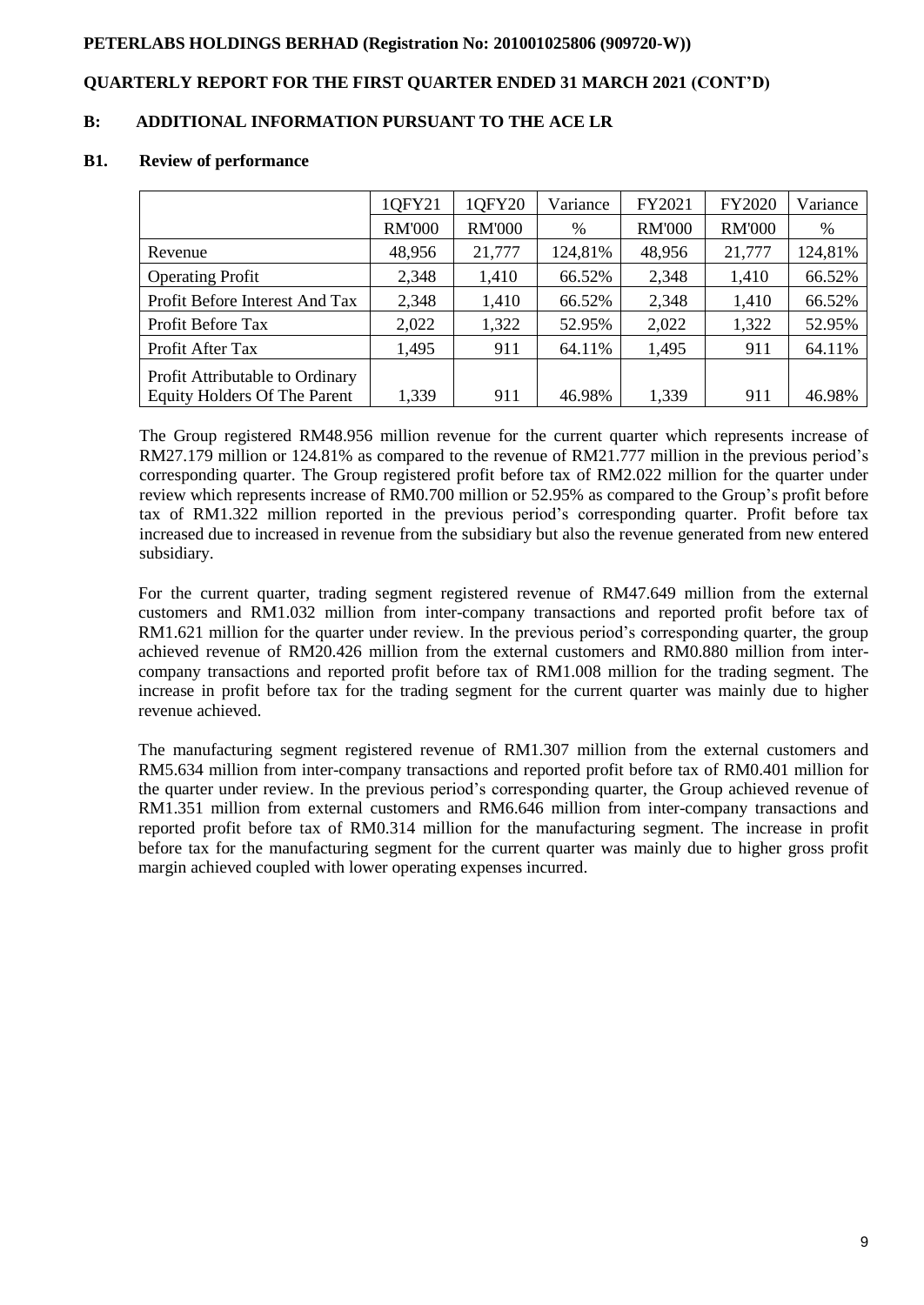**PETERLABS HOLDINGS BERHAD (Registration No: 201001025806 (909720-W))**

**QUARTERLY REPORT FOR THE FIRST QUARTER ENDED 31 MARCH 2021 (CONT'D)**

## B: ADDITIONAL INFORMATION PURSUANT TO THE ACE LR

### B1. Review of performance

| | 1QFY21 | 1QFY20 | Variance | FY2021 | FY2020 | Variance |
|---|---|---|---|---|---|---|
| | RM'000 | RM'000 | % | RM'000 | RM'000 | % |
| Revenue | 48,956 | 21,777 | 124,81% | 48,956 | 21,777 | 124,81% |
| Operating Profit | 2,348 | 1,410 | 66.52% | 2,348 | 1,410 | 66.52% |
| Profit Before Interest And Tax | 2,348 | 1,410 | 66.52% | 2,348 | 1,410 | 66.52% |
| Profit Before Tax | 2,022 | 1,322 | 52.95% | 2,022 | 1,322 | 52.95% |
| Profit After Tax | 1,495 | 911 | 64.11% | 1,495 | 911 | 64.11% |
| Profit Attributable to Ordinary Equity Holders Of The Parent | 1,339 | 911 | 46.98% | 1,339 | 911 | 46.98% |

The Group registered RM48.956 million revenue for the current quarter which represents increase of RM27.179 million or 124.81% as compared to the revenue of RM21.777 million in the previous period's corresponding quarter. The Group registered profit before tax of RM2.022 million for the quarter under review which represents increase of RM0.700 million or 52.95% as compared to the Group's profit before tax of RM1.322 million reported in the previous period's corresponding quarter. Profit before tax increased due to increased in revenue from the subsidiary but also the revenue generated from new entered subsidiary.

For the current quarter, trading segment registered revenue of RM47.649 million from the external customers and RM1.032 million from inter-company transactions and reported profit before tax of RM1.621 million for the quarter under review. In the previous period's corresponding quarter, the group achieved revenue of RM20.426 million from the external customers and RM0.880 million from inter-company transactions and reported profit before tax of RM1.008 million for the trading segment. The increase in profit before tax for the trading segment for the current quarter was mainly due to higher revenue achieved.

The manufacturing segment registered revenue of RM1.307 million from the external customers and RM5.634 million from inter-company transactions and reported profit before tax of RM0.401 million for the quarter under review. In the previous period's corresponding quarter, the Group achieved revenue of RM1.351 million from external customers and RM6.646 million from inter-company transactions and reported profit before tax of RM0.314 million for the manufacturing segment. The increase in profit before tax for the manufacturing segment for the current quarter was mainly due to higher gross profit margin achieved coupled with lower operating expenses incurred.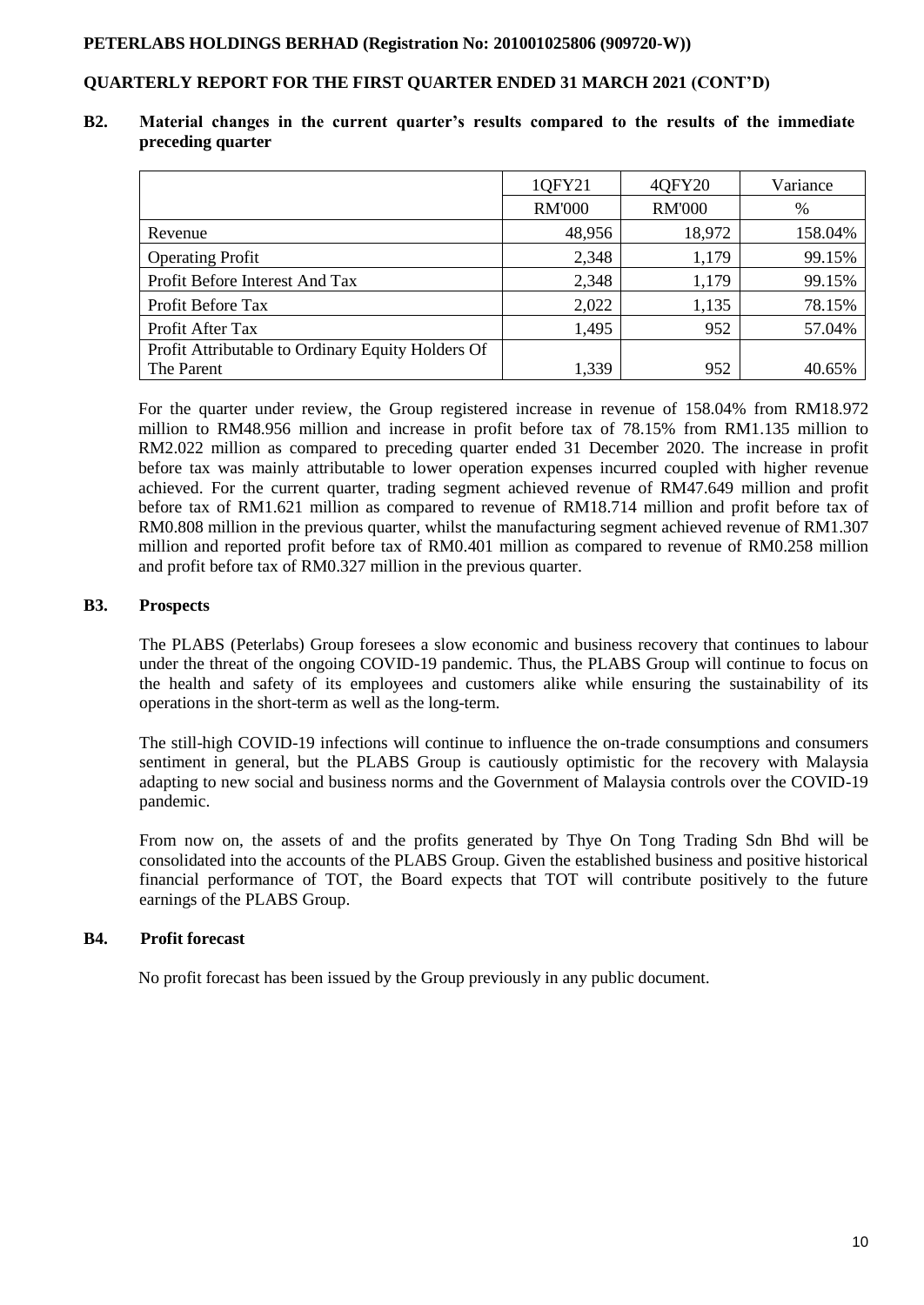## B2. Material changes in the current quarter's results compared to the results of the immediate preceding quarter

| | 1QFY21 | 4QFY20 | Variance |
|---|---|---|---|
| | RM'000 | RM'000 | % |
| Revenue | 48,956 | 18,972 | 158.04% |
| Operating Profit | 2,348 | 1,179 | 99.15% |
| Profit Before Interest And Tax | 2,348 | 1,179 | 99.15% |
| Profit Before Tax | 2,022 | 1,135 | 78.15% |
| Profit After Tax | 1,495 | 952 | 57.04% |
| Profit Attributable to Ordinary Equity Holders Of The Parent | 1,339 | 952 | 40.65% |

For the quarter under review, the Group registered increase in revenue of 158.04% from RM18.972 million to RM48.956 million and increase in profit before tax of 78.15% from RM1.135 million to RM2.022 million as compared to preceding quarter ended 31 December 2020. The increase in profit before tax was mainly attributable to lower operation expenses incurred coupled with higher revenue achieved. For the current quarter, trading segment achieved revenue of RM47.649 million and profit before tax of RM1.621 million as compared to revenue of RM18.714 million and profit before tax of RM0.808 million in the previous quarter, whilst the manufacturing segment achieved revenue of RM1.307 million and reported profit before tax of RM0.401 million as compared to revenue of RM0.258 million and profit before tax of RM0.327 million in the previous quarter.

## B3. Prospects

The PLABS (Peterlabs) Group foresees a slow economic and business recovery that continues to labour under the threat of the ongoing COVID-19 pandemic. Thus, the PLABS Group will continue to focus on the health and safety of its employees and customers alike while ensuring the sustainability of its operations in the short-term as well as the long-term.

The still-high COVID-19 infections will continue to influence the on-trade consumptions and consumers sentiment in general, but the PLABS Group is cautiously optimistic for the recovery with Malaysia adapting to new social and business norms and the Government of Malaysia controls over the COVID-19 pandemic.

From now on, the assets of and the profits generated by Thye On Tong Trading Sdn Bhd will be consolidated into the accounts of the PLABS Group. Given the established business and positive historical financial performance of TOT, the Board expects that TOT will contribute positively to the future earnings of the PLABS Group.

## B4. Profit forecast

No profit forecast has been issued by the Group previously in any public document.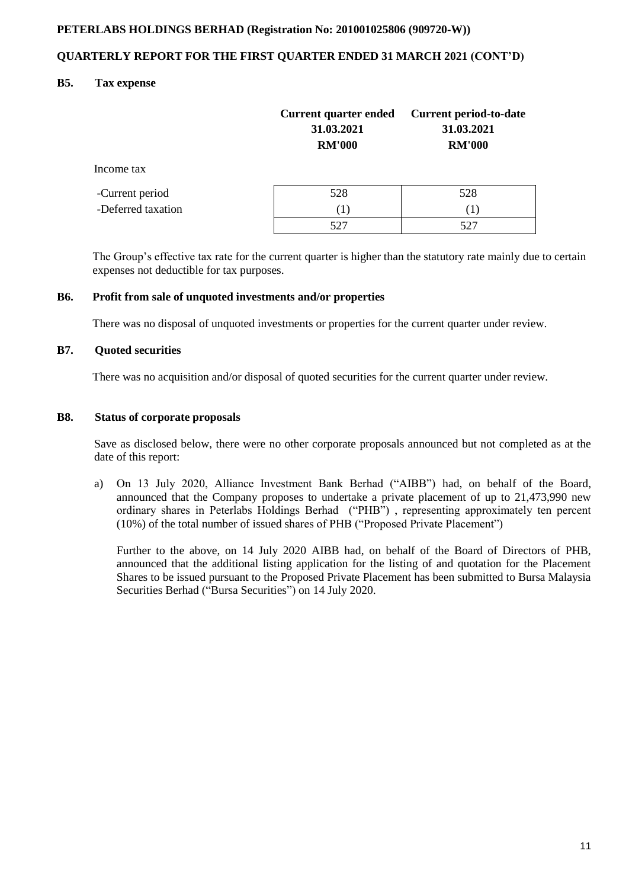**PETERLABS HOLDINGS BERHAD (Registration No: 201001025806 (909720-W))**

**QUARTERLY REPORT FOR THE FIRST QUARTER ENDED 31 MARCH 2021 (CONT'D)**

### B5. Tax expense

| | Current quarter ended 31.03.2021 RM'000 | Current period-to-date 31.03.2021 RM'000 |
|---|---|---|
| Income tax | | |
| -Current period | 528 | 528 |
| -Deferred taxation | (1) | (1) |
| | 527 | 527 |

The Group's effective tax rate for the current quarter is higher than the statutory rate mainly due to certain expenses not deductible for tax purposes.

### B6. Profit from sale of unquoted investments and/or properties

There was no disposal of unquoted investments or properties for the current quarter under review.

### B7. Quoted securities

There was no acquisition and/or disposal of quoted securities for the current quarter under review.

### B8. Status of corporate proposals

Save as disclosed below, there were no other corporate proposals announced but not completed as at the date of this report:

a) On 13 July 2020, Alliance Investment Bank Berhad ("AIBB") had, on behalf of the Board, announced that the Company proposes to undertake a private placement of up to 21,473,990 new ordinary shares in Peterlabs Holdings Berhad ("PHB") , representing approximately ten percent (10%) of the total number of issued shares of PHB ("Proposed Private Placement")

   Further to the above, on 14 July 2020 AIBB had, on behalf of the Board of Directors of PHB, announced that the additional listing application for the listing of and quotation for the Placement Shares to be issued pursuant to the Proposed Private Placement has been submitted to Bursa Malaysia Securities Berhad ("Bursa Securities") on 14 July 2020.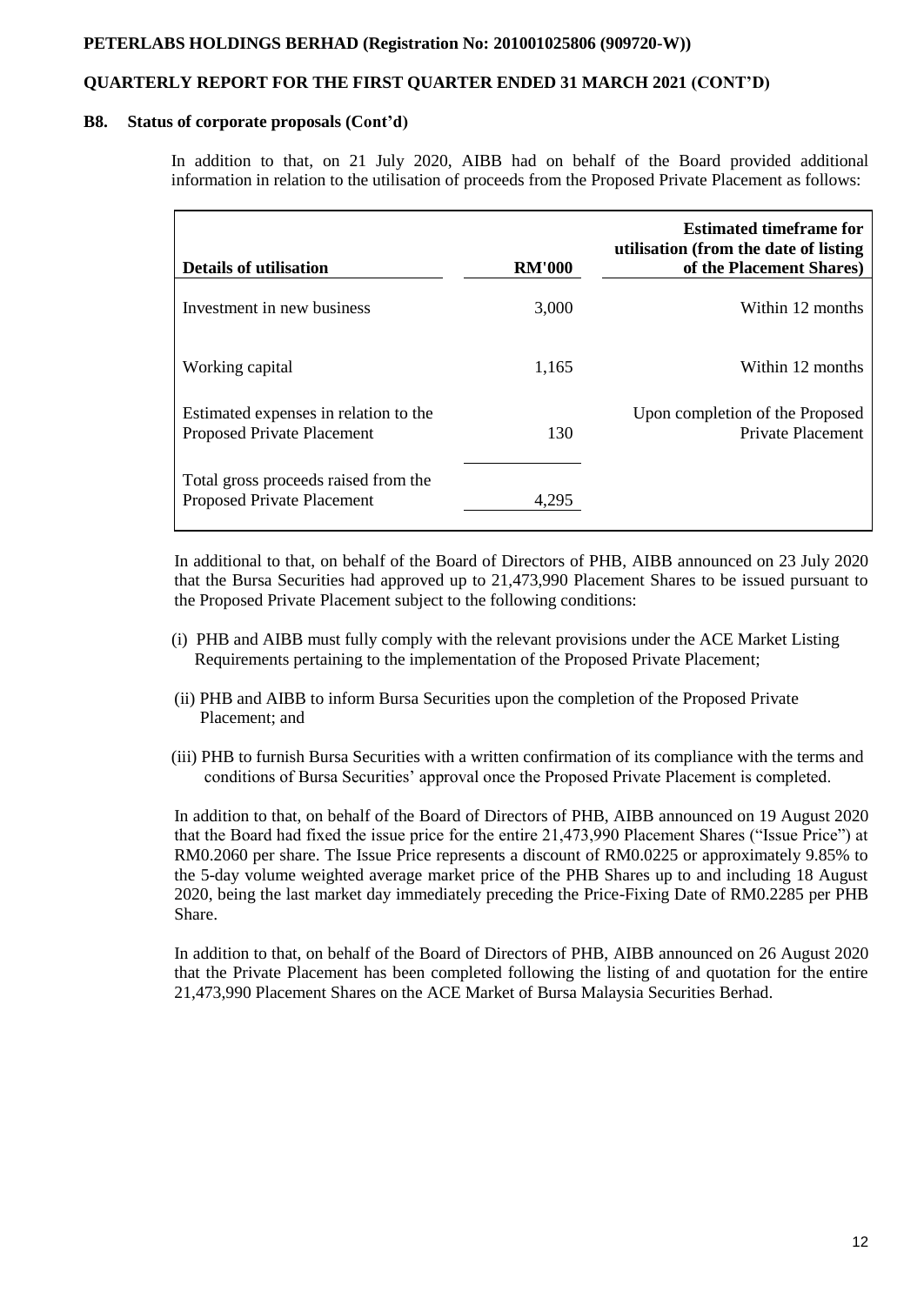### B8. Status of corporate proposals (Cont'd)

In addition to that, on 21 July 2020, AIBB had on behalf of the Board provided additional information in relation to the utilisation of proceeds from the Proposed Private Placement as follows:

| Details of utilisation | RM'000 | Estimated timeframe for utilisation (from the date of listing of the Placement Shares) |
|---|---|---|
| Investment in new business | 3,000 | Within 12 months |
| Working capital | 1,165 | Within 12 months |
| Estimated expenses in relation to the Proposed Private Placement | 130 | Upon completion of the Proposed Private Placement |
| Total gross proceeds raised from the Proposed Private Placement | 4,295 | |

In additional to that, on behalf of the Board of Directors of PHB, AIBB announced on 23 July 2020 that the Bursa Securities had approved up to 21,473,990 Placement Shares to be issued pursuant to the Proposed Private Placement subject to the following conditions:

(i) PHB and AIBB must fully comply with the relevant provisions under the ACE Market Listing Requirements pertaining to the implementation of the Proposed Private Placement;

(ii) PHB and AIBB to inform Bursa Securities upon the completion of the Proposed Private Placement; and

(iii) PHB to furnish Bursa Securities with a written confirmation of its compliance with the terms and conditions of Bursa Securities' approval once the Proposed Private Placement is completed.

In addition to that, on behalf of the Board of Directors of PHB, AIBB announced on 19 August 2020 that the Board had fixed the issue price for the entire 21,473,990 Placement Shares ("Issue Price") at RM0.2060 per share. The Issue Price represents a discount of RM0.0225 or approximately 9.85% to the 5-day volume weighted average market price of the PHB Shares up to and including 18 August 2020, being the last market day immediately preceding the Price-Fixing Date of RM0.2285 per PHB Share.

In addition to that, on behalf of the Board of Directors of PHB, AIBB announced on 26 August 2020 that the Private Placement has been completed following the listing of and quotation for the entire 21,473,990 Placement Shares on the ACE Market of Bursa Malaysia Securities Berhad.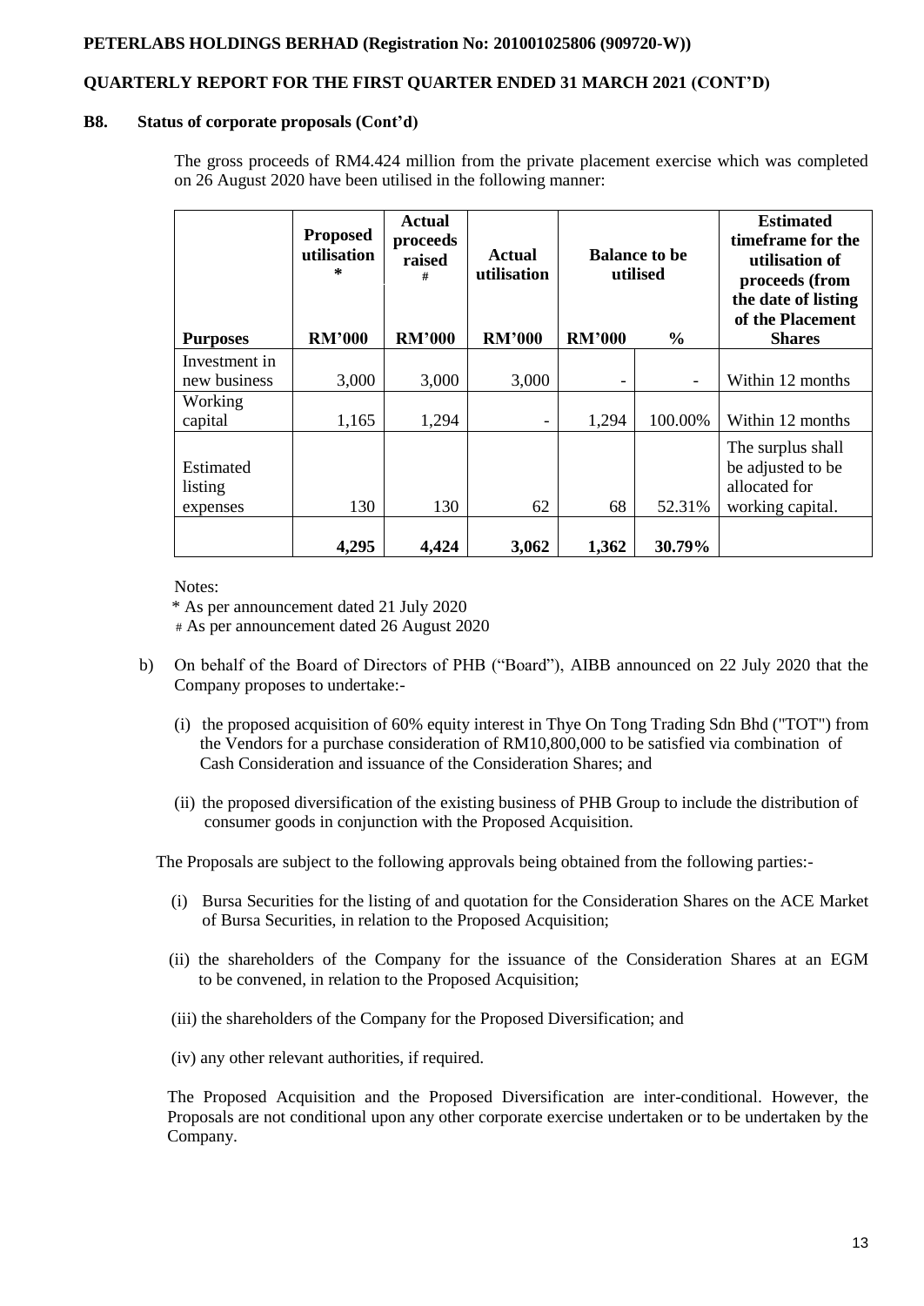**PETERLABS HOLDINGS BERHAD (Registration No: 201001025806 (909720-W))**

**QUARTERLY REPORT FOR THE FIRST QUARTER ENDED 31 MARCH 2021 (CONT'D)**

**B8. Status of corporate proposals (Cont'd)**

The gross proceeds of RM4.424 million from the private placement exercise which was completed on 26 August 2020 have been utilised in the following manner:

| Purposes | Proposed utilisation * | Actual proceeds raised # | Actual utilisation | Balance to be utilised | | Estimated timeframe for the utilisation of proceeds (from the date of listing of the Placement Shares |
|---|---|---|---|---|---|---|
| | RM'000 | RM'000 | RM'000 | RM'000 | % | |
| Investment in new business | 3,000 | 3,000 | 3,000 | - | - | Within 12 months |
| Working capital | 1,165 | 1,294 | - | 1,294 | 100.00% | Within 12 months |
| Estimated listing expenses | 130 | 130 | 62 | 68 | 52.31% | The surplus shall be adjusted to be allocated for working capital. |
| | **4,295** | **4,424** | **3,062** | **1,362** | **30.79%** | |

Notes:

\* As per announcement dated 21 July 2020

\# As per announcement dated 26 August 2020

b) On behalf of the Board of Directors of PHB ("Board"), AIBB announced on 22 July 2020 that the Company proposes to undertake:-

   (i) the proposed acquisition of 60% equity interest in Thye On Tong Trading Sdn Bhd ("TOT") from the Vendors for a purchase consideration of RM10,800,000 to be satisfied via combination of Cash Consideration and issuance of the Consideration Shares; and

   (ii) the proposed diversification of the existing business of PHB Group to include the distribution of consumer goods in conjunction with the Proposed Acquisition.

   The Proposals are subject to the following approvals being obtained from the following parties:-

   (i) Bursa Securities for the listing of and quotation for the Consideration Shares on the ACE Market of Bursa Securities, in relation to the Proposed Acquisition;

   (ii) the shareholders of the Company for the issuance of the Consideration Shares at an EGM to be convened, in relation to the Proposed Acquisition;

   (iii) the shareholders of the Company for the Proposed Diversification; and

   (iv) any other relevant authorities, if required.

   The Proposed Acquisition and the Proposed Diversification are inter-conditional. However, the Proposals are not conditional upon any other corporate exercise undertaken or to be undertaken by the Company.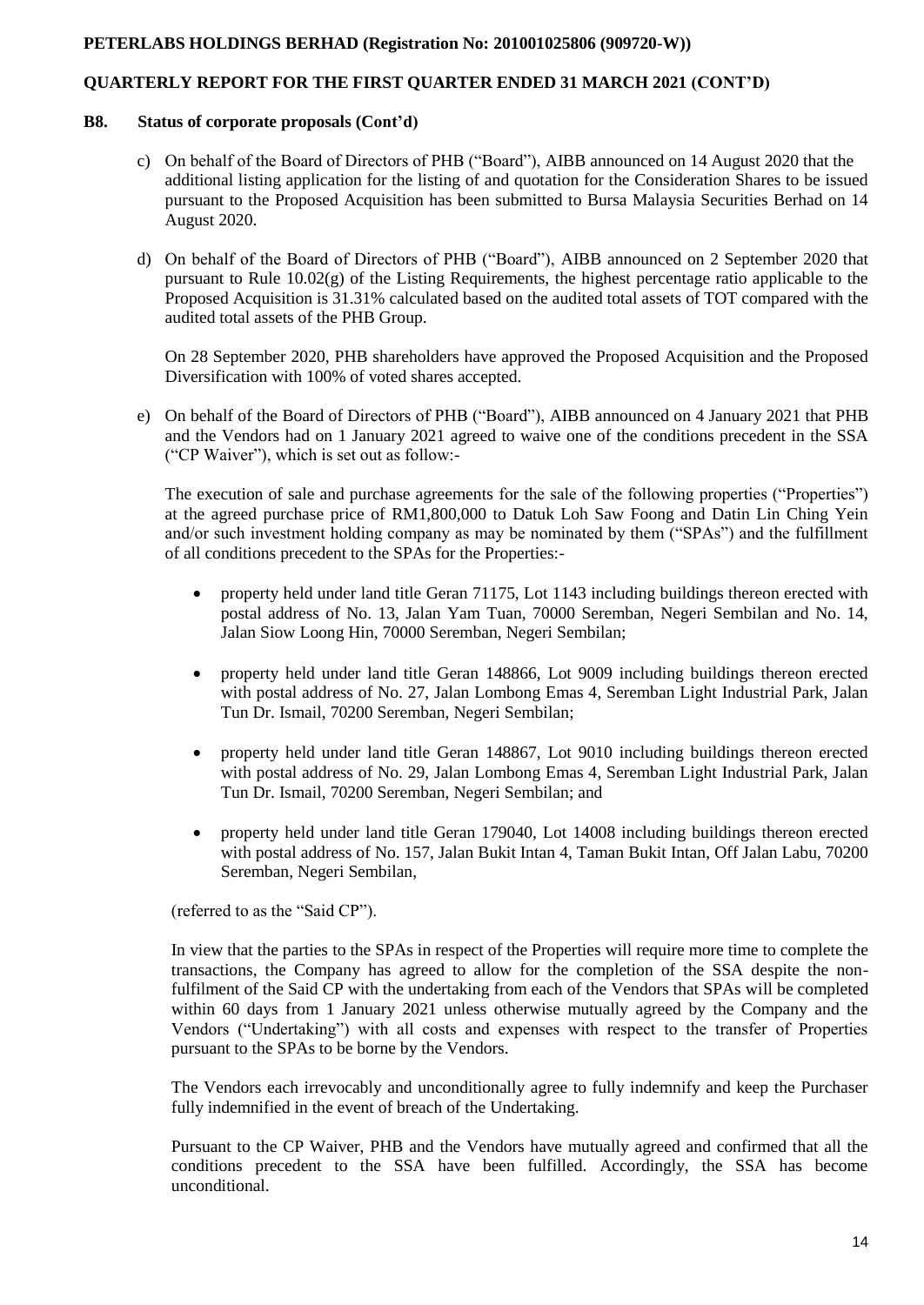## B8. Status of corporate proposals (Cont'd)

c) On behalf of the Board of Directors of PHB ("Board"), AIBB announced on 14 August 2020 that the additional listing application for the listing of and quotation for the Consideration Shares to be issued pursuant to the Proposed Acquisition has been submitted to Bursa Malaysia Securities Berhad on 14 August 2020.

d) On behalf of the Board of Directors of PHB ("Board"), AIBB announced on 2 September 2020 that pursuant to Rule 10.02(g) of the Listing Requirements, the highest percentage ratio applicable to the Proposed Acquisition is 31.31% calculated based on the audited total assets of TOT compared with the audited total assets of the PHB Group.

On 28 September 2020, PHB shareholders have approved the Proposed Acquisition and the Proposed Diversification with 100% of voted shares accepted.

e) On behalf of the Board of Directors of PHB ("Board"), AIBB announced on 4 January 2021 that PHB and the Vendors had on 1 January 2021 agreed to waive one of the conditions precedent in the SSA ("CP Waiver"), which is set out as follow:-

The execution of sale and purchase agreements for the sale of the following properties ("Properties") at the agreed purchase price of RM1,800,000 to Datuk Loh Saw Foong and Datin Lin Ching Yein and/or such investment holding company as may be nominated by them ("SPAs") and the fulfillment of all conditions precedent to the SPAs for the Properties:-

- property held under land title Geran 71175, Lot 1143 including buildings thereon erected with postal address of No. 13, Jalan Yam Tuan, 70000 Seremban, Negeri Sembilan and No. 14, Jalan Siow Loong Hin, 70000 Seremban, Negeri Sembilan;
- property held under land title Geran 148866, Lot 9009 including buildings thereon erected with postal address of No. 27, Jalan Lombong Emas 4, Seremban Light Industrial Park, Jalan Tun Dr. Ismail, 70200 Seremban, Negeri Sembilan;
- property held under land title Geran 148867, Lot 9010 including buildings thereon erected with postal address of No. 29, Jalan Lombong Emas 4, Seremban Light Industrial Park, Jalan Tun Dr. Ismail, 70200 Seremban, Negeri Sembilan; and
- property held under land title Geran 179040, Lot 14008 including buildings thereon erected with postal address of No. 157, Jalan Bukit Intan 4, Taman Bukit Intan, Off Jalan Labu, 70200 Seremban, Negeri Sembilan,

(referred to as the "Said CP").

In view that the parties to the SPAs in respect of the Properties will require more time to complete the transactions, the Company has agreed to allow for the completion of the SSA despite the non-fulfilment of the Said CP with the undertaking from each of the Vendors that SPAs will be completed within 60 days from 1 January 2021 unless otherwise mutually agreed by the Company and the Vendors ("Undertaking") with all costs and expenses with respect to the transfer of Properties pursuant to the SPAs to be borne by the Vendors.

The Vendors each irrevocably and unconditionally agree to fully indemnify and keep the Purchaser fully indemnified in the event of breach of the Undertaking.

Pursuant to the CP Waiver, PHB and the Vendors have mutually agreed and confirmed that all the conditions precedent to the SSA have been fulfilled. Accordingly, the SSA has become unconditional.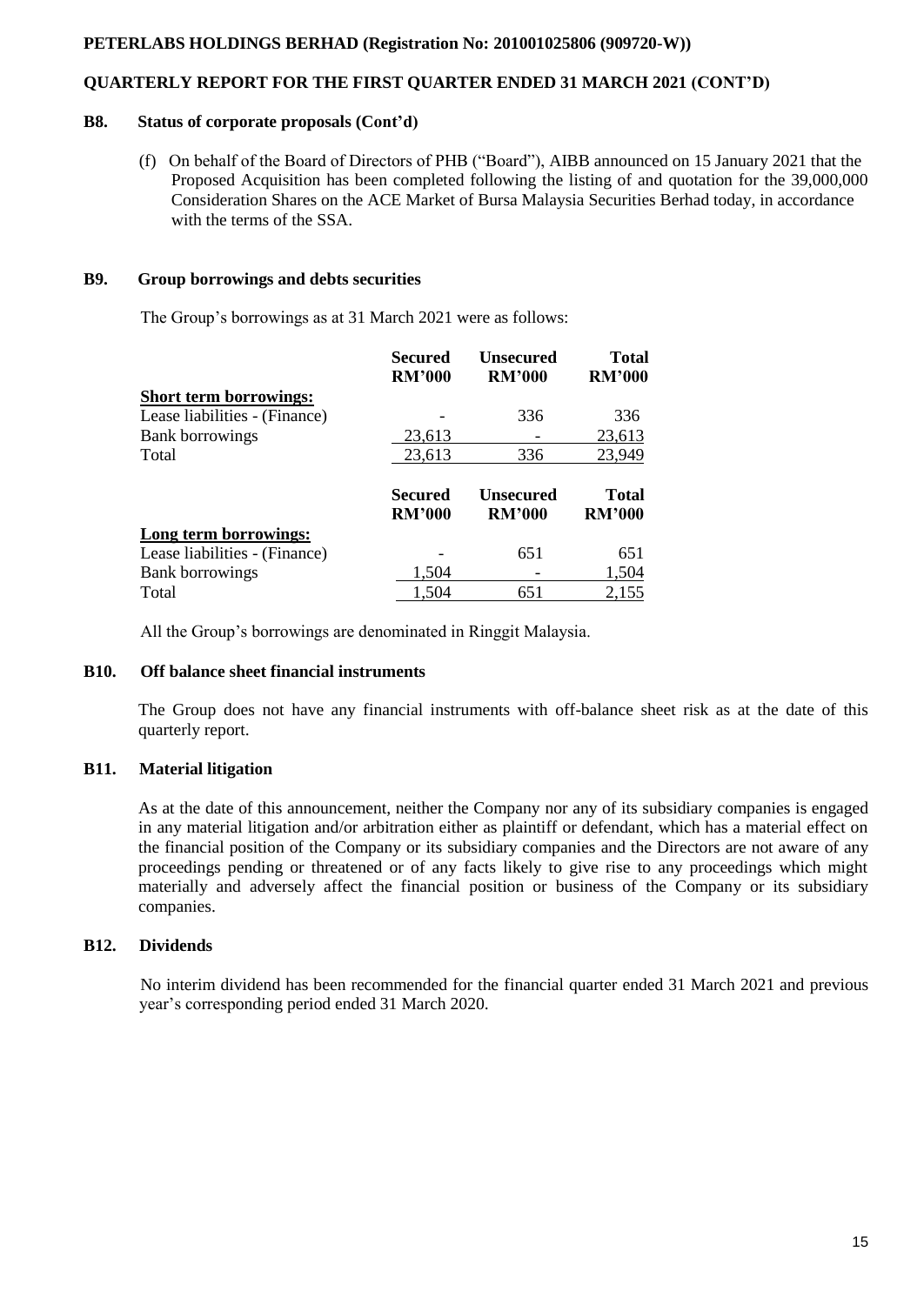### B8. Status of corporate proposals (Cont'd)

(f) On behalf of the Board of Directors of PHB ("Board"), AIBB announced on 15 January 2021 that the Proposed Acquisition has been completed following the listing of and quotation for the 39,000,000 Consideration Shares on the ACE Market of Bursa Malaysia Securities Berhad today, in accordance with the terms of the SSA.

### B9. Group borrowings and debts securities

The Group's borrowings as at 31 March 2021 were as follows:

| | Secured RM'000 | Unsecured RM'000 | Total RM'000 |
|---|---|---|---|
| **Short term borrowings:** | | | |
| Lease liabilities - (Finance) | - | 336 | 336 |
| Bank borrowings | 23,613 | - | 23,613 |
| Total | 23,613 | 336 | 23,949 |

| | Secured RM'000 | Unsecured RM'000 | Total RM'000 |
|---|---|---|---|
| **Long term borrowings:** | | | |
| Lease liabilities - (Finance) | - | 651 | 651 |
| Bank borrowings | 1,504 | - | 1,504 |
| Total | 1,504 | 651 | 2,155 |

All the Group's borrowings are denominated in Ringgit Malaysia.

### B10. Off balance sheet financial instruments

The Group does not have any financial instruments with off-balance sheet risk as at the date of this quarterly report.

### B11. Material litigation

As at the date of this announcement, neither the Company nor any of its subsidiary companies is engaged in any material litigation and/or arbitration either as plaintiff or defendant, which has a material effect on the financial position of the Company or its subsidiary companies and the Directors are not aware of any proceedings pending or threatened or of any facts likely to give rise to any proceedings which might materially and adversely affect the financial position or business of the Company or its subsidiary companies.

### B12. Dividends

No interim dividend has been recommended for the financial quarter ended 31 March 2021 and previous year's corresponding period ended 31 March 2020.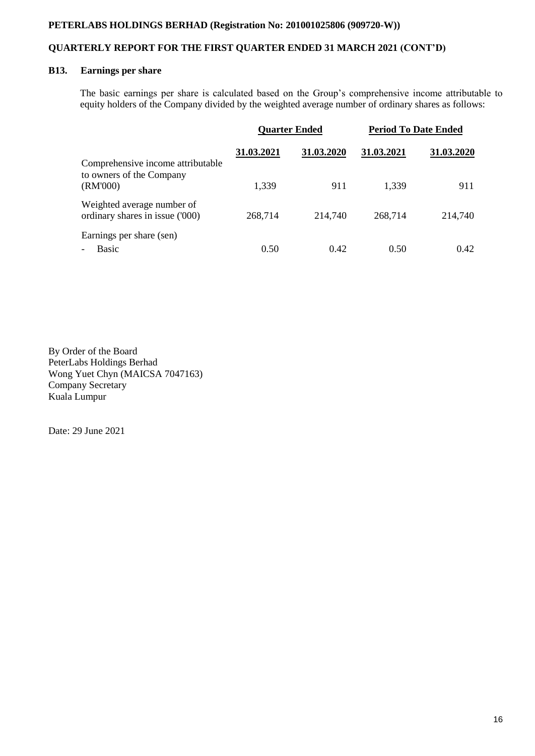# PETERLABS HOLDINGS BERHAD (Registration No: 201001025806 (909720-W))

## QUARTERLY REPORT FOR THE FIRST QUARTER ENDED 31 MARCH 2021 (CONT'D)

### B13. Earnings per share

The basic earnings per share is calculated based on the Group's comprehensive income attributable to equity holders of the Company divided by the weighted average number of ordinary shares as follows:

| | Quarter Ended | | Period To Date Ended | |
|---|---|---|---|---|
| | 31.03.2021 | 31.03.2020 | 31.03.2021 | 31.03.2020 |
| Comprehensive income attributable to owners of the Company (RM'000) | 1,339 | 911 | 1,339 | 911 |
| Weighted average number of ordinary shares in issue ('000) | 268,714 | 214,740 | 268,714 | 214,740 |
| Earnings per share (sen) | | | | |
| - Basic | 0.50 | 0.42 | 0.50 | 0.42 |

By Order of the Board
PeterLabs Holdings Berhad
Wong Yuet Chyn (MAICSA 7047163)
Company Secretary
Kuala Lumpur

Date: 29 June 2021